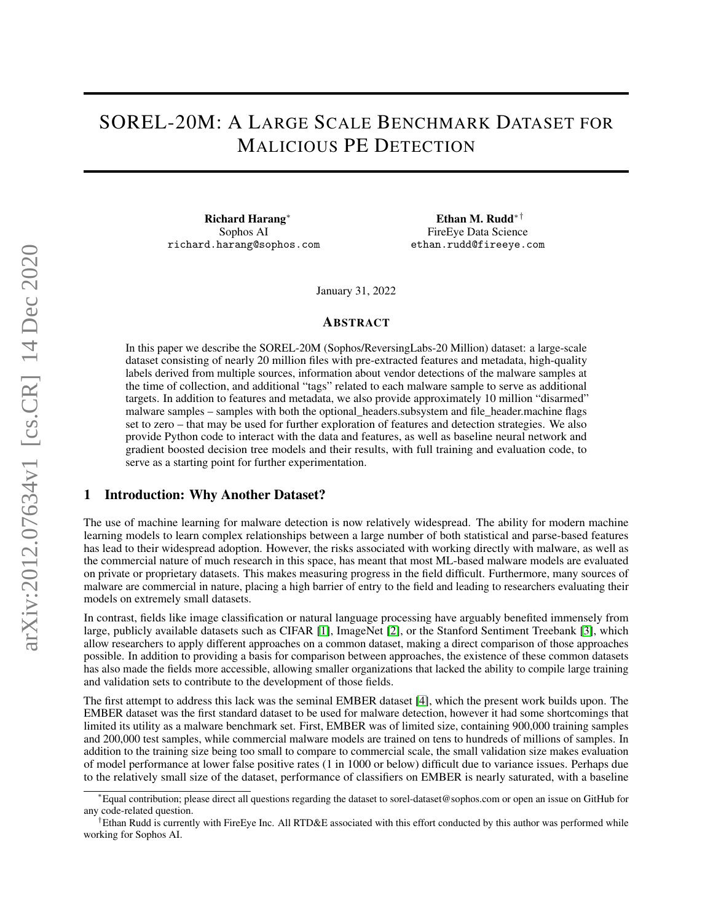# SOREL-20M: A Large Scale Benchmark Dataset for Malicious PE Detection

**Richard Harang***
Sophos AI
richard.harang@sophos.com

**Ethan M. Rudd*†**
FireEye Data Science
ethan.rudd@fireeye.com

January 31, 2022

## Abstract

In this paper we describe the SOREL-20M (Sophos/ReversingLabs-20 Million) dataset: a large-scale dataset consisting of nearly 20 million files with pre-extracted features and metadata, high-quality labels derived from multiple sources, information about vendor detections of the malware samples at the time of collection, and additional "tags" related to each malware sample to serve as additional targets. In addition to features and metadata, we also provide approximately 10 million "disarmed" malware samples – samples with both the optional_headers.subsystem and file_header.machine flags set to zero – that may be used for further exploration of features and detection strategies. We also provide Python code to interact with the data and features, as well as baseline neural network and gradient boosted decision tree models and their results, with full training and evaluation code, to serve as a starting point for further experimentation.

## 1 Introduction: Why Another Dataset?

The use of machine learning for malware detection is now relatively widespread. The ability for modern machine learning models to learn complex relationships between a large number of both statistical and parse-based features has lead to their widespread adoption. However, the risks associated with working directly with malware, as well as the commercial nature of much research in this space, has meant that most ML-based malware models are evaluated on private or proprietary datasets. This makes measuring progress in the field difficult. Furthermore, many sources of malware are commercial in nature, placing a high barrier of entry to the field and leading to researchers evaluating their models on extremely small datasets.

In contrast, fields like image classification or natural language processing have arguably benefited immensely from large, publicly available datasets such as CIFAR [1], ImageNet [2], or the Stanford Sentiment Treebank [3], which allow researchers to apply different approaches on a common dataset, making a direct comparison of those approaches possible. In addition to providing a basis for comparison between approaches, the existence of these common datasets has also made the fields more accessible, allowing smaller organizations that lacked the ability to compile large training and validation sets to contribute to the development of those fields.

The first attempt to address this lack was the seminal EMBER dataset [4], which the present work builds upon. The EMBER dataset was the first standard dataset to be used for malware detection, however it had some shortcomings that limited its utility as a malware benchmark set. First, EMBER was of limited size, containing 900,000 training samples and 200,000 test samples, while commercial malware models are trained on tens to hundreds of millions of samples. In addition to the training size being too small to compare to commercial scale, the small validation size makes evaluation of model performance at lower false positive rates (1 in 1000 or below) difficult due to variance issues. Perhaps due to the relatively small size of the dataset, performance of classifiers on EMBER is nearly saturated, with a baseline

*Equal contribution; please direct all questions regarding the dataset to sorel-dataset@sophos.com or open an issue on GitHub for any code-related question.

†Ethan Rudd is currently with FireEye Inc. All RTD&E associated with this effort conducted by this author was performed while working for Sophos AI.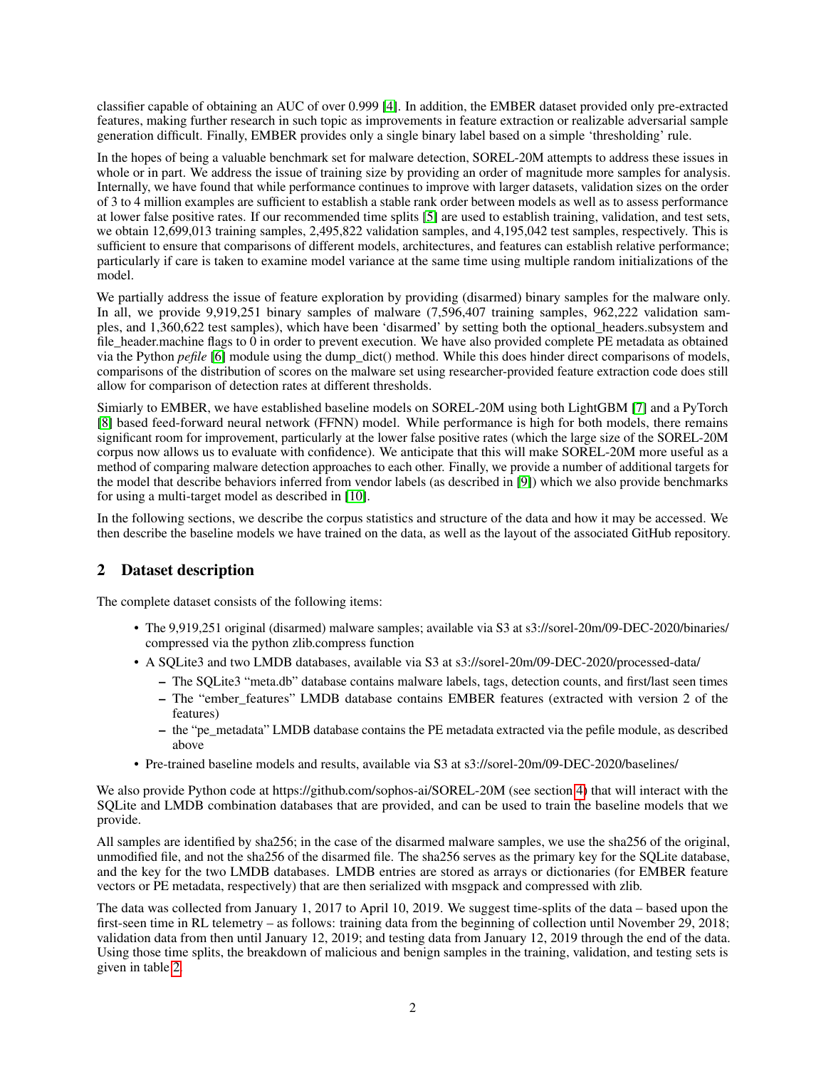classifier capable of obtaining an AUC of over 0.999 [4]. In addition, the EMBER dataset provided only pre-extracted features, making further research in such topic as improvements in feature extraction or realizable adversarial sample generation difficult. Finally, EMBER provides only a single binary label based on a simple 'thresholding' rule.

In the hopes of being a valuable benchmark set for malware detection, SOREL-20M attempts to address these issues in whole or in part. We address the issue of training size by providing an order of magnitude more samples for analysis. Internally, we have found that while performance continues to improve with larger datasets, validation sizes on the order of 3 to 4 million examples are sufficient to establish a stable rank order between models as well as to assess performance at lower false positive rates. If our recommended time splits [5] are used to establish training, validation, and test sets, we obtain 12,699,013 training samples, 2,495,822 validation samples, and 4,195,042 test samples, respectively. This is sufficient to ensure that comparisons of different models, architectures, and features can establish relative performance; particularly if care is taken to examine model variance at the same time using multiple random initializations of the model.

We partially address the issue of feature exploration by providing (disarmed) binary samples for the malware only. In all, we provide 9,919,251 binary samples of malware (7,596,407 training samples, 962,222 validation samples, and 1,360,622 test samples), which have been 'disarmed' by setting both the optional_headers.subsystem and file_header.machine flags to 0 in order to prevent execution. We have also provided complete PE metadata as obtained via the Python *pefile* [6] module using the dump_dict() method. While this does hinder direct comparisons of models, comparisons of the distribution of scores on the malware set using researcher-provided feature extraction code does still allow for comparison of detection rates at different thresholds.

Simiarly to EMBER, we have established baseline models on SOREL-20M using both LightGBM [7] and a PyTorch [8] based feed-forward neural network (FFNN) model. While performance is high for both models, there remains significant room for improvement, particularly at the lower false positive rates (which the large size of the SOREL-20M corpus now allows us to evaluate with confidence). We anticipate that this will make SOREL-20M more useful as a method of comparing malware detection approaches to each other. Finally, we provide a number of additional targets for the model that describe behaviors inferred from vendor labels (as described in [9]) which we also provide benchmarks for using a multi-target model as described in [10].

In the following sections, we describe the corpus statistics and structure of the data and how it may be accessed. We then describe the baseline models we have trained on the data, as well as the layout of the associated GitHub repository.

## 2 Dataset description

The complete dataset consists of the following items:

- The 9,919,251 original (disarmed) malware samples; available via S3 at s3://sorel-20m/09-DEC-2020/binaries/ compressed via the python zlib.compress function
- A SQLite3 and two LMDB databases, available via S3 at s3://sorel-20m/09-DEC-2020/processed-data/
  - The SQLite3 "meta.db" database contains malware labels, tags, detection counts, and first/last seen times
  - The "ember_features" LMDB database contains EMBER features (extracted with version 2 of the features)
  - the "pe_metadata" LMDB database contains the PE metadata extracted via the pefile module, as described above
- Pre-trained baseline models and results, available via S3 at s3://sorel-20m/09-DEC-2020/baselines/

We also provide Python code at https://github.com/sophos-ai/SOREL-20M (see section 4) that will interact with the SQLite and LMDB combination databases that are provided, and can be used to train the baseline models that we provide.

All samples are identified by sha256; in the case of the disarmed malware samples, we use the sha256 of the original, unmodified file, and not the sha256 of the disarmed file. The sha256 serves as the primary key for the SQLite database, and the key for the two LMDB databases. LMDB entries are stored as arrays or dictionaries (for EMBER feature vectors or PE metadata, respectively) that are then serialized with msgpack and compressed with zlib.

The data was collected from January 1, 2017 to April 10, 2019. We suggest time-splits of the data – based upon the first-seen time in RL telemetry – as follows: training data from the beginning of collection until November 29, 2018; validation data from then until January 12, 2019; and testing data from January 12, 2019 through the end of the data. Using those time splits, the breakdown of malicious and benign samples in the training, validation, and testing sets is given in table 2.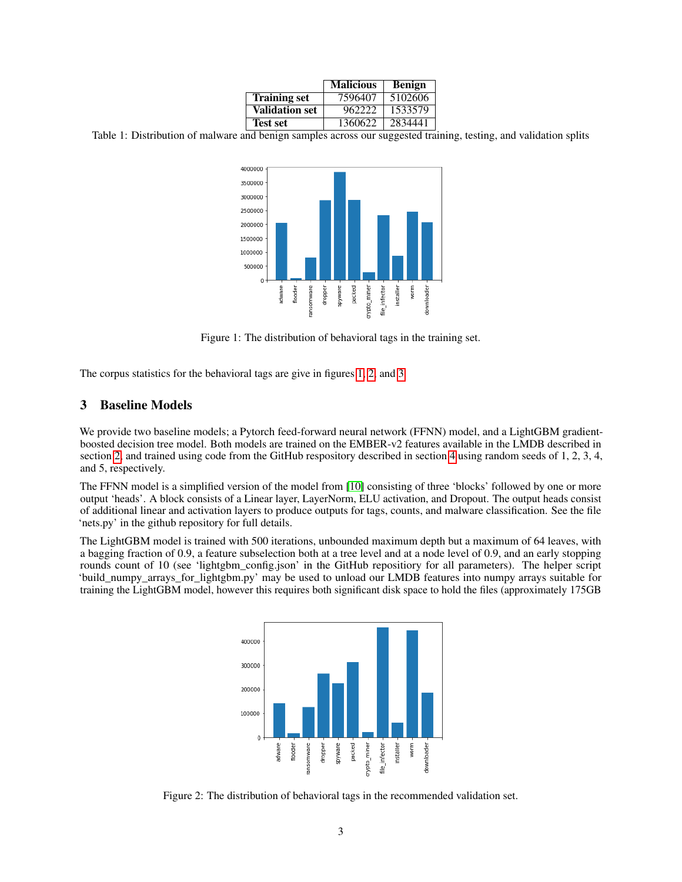|  | Malicious | Benign |
|---|---|---|
| **Training set** | 7596407 | 5102606 |
| **Validation set** | 962222 | 1533579 |
| **Test set** | 1360622 | 2834441 |

Table 1: Distribution of malware and benign samples across our suggested training, testing, and validation splits

Figure 1: The distribution of behavioral tags in the training set.

The corpus statistics for the behavioral tags are give in figures 1, 2, and 3.

## 3 Baseline Models

We provide two baseline models; a Pytorch feed-forward neural network (FFNN) model, and a LightGBM gradient-boosted decision tree model. Both models are trained on the EMBER-v2 features available in the LMDB described in section 2, and trained using code from the GitHub respository described in section 4 using random seeds of 1, 2, 3, 4, and 5, respectively.

The FFNN model is a simplified version of the model from [10] consisting of three 'blocks' followed by one or more output 'heads'. A block consists of a Linear layer, LayerNorm, ELU activation, and Dropout. The output heads consist of additional linear and activation layers to produce outputs for tags, counts, and malware classification. See the file 'nets.py' in the github repository for full details.

The LightGBM model is trained with 500 iterations, unbounded maximum depth but a maximum of 64 leaves, with a bagging fraction of 0.9, a feature subselection both at a tree level and at a node level of 0.9, and an early stopping rounds count of 10 (see 'lightgbm_config.json' in the GitHub repositiory for all parameters). The helper script 'build_numpy_arrays_for_lightgbm.py' may be used to unload our LMDB features into numpy arrays suitable for training the LightGBM model, however this requires both significant disk space to hold the files (approximately 175GB

Figure 2: The distribution of behavioral tags in the recommended validation set.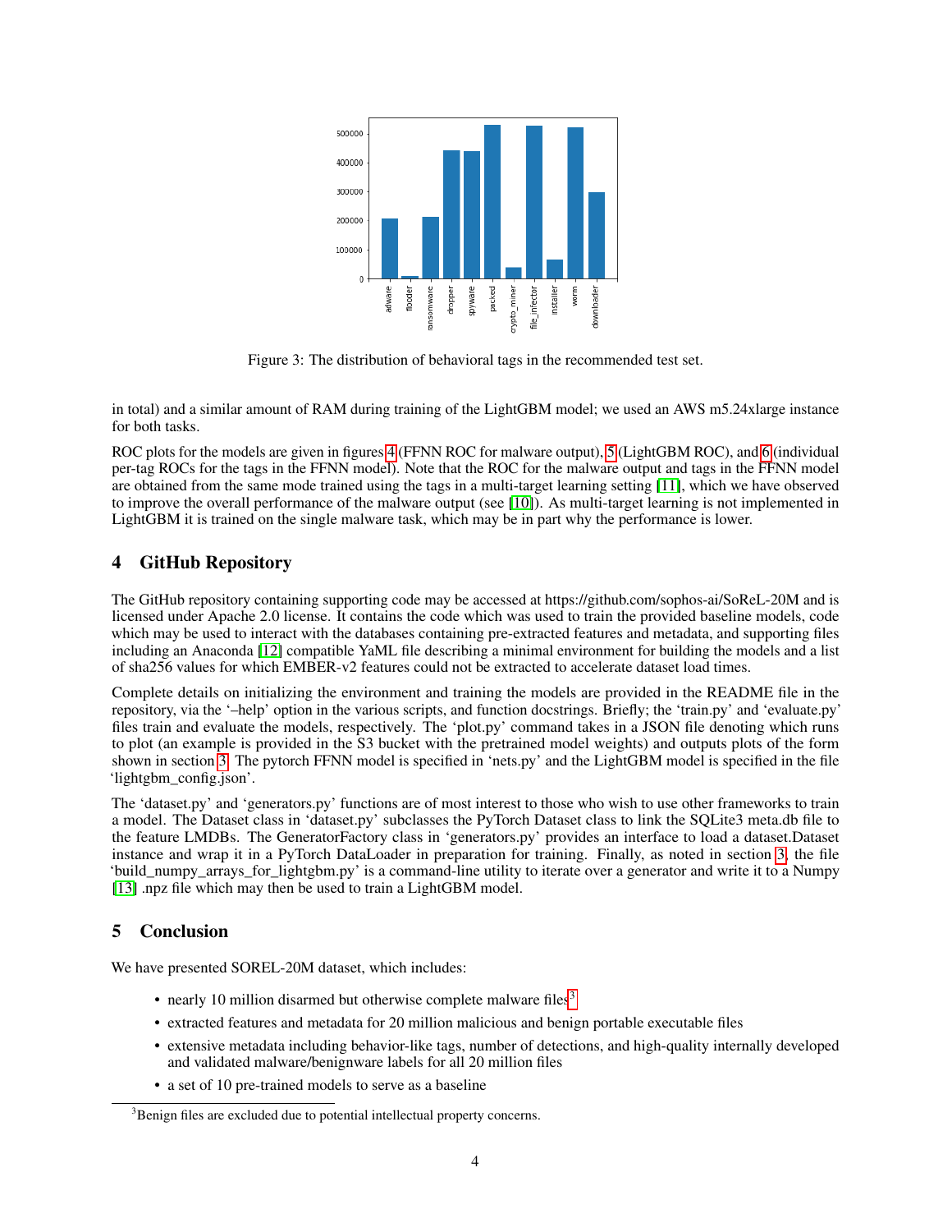Figure 3: The distribution of behavioral tags in the recommended test set.

in total) and a similar amount of RAM during training of the LightGBM model; we used an AWS m5.24xlarge instance for both tasks.

ROC plots for the models are given in figures 4 (FFNN ROC for malware output), 5 (LightGBM ROC), and 6 (individual per-tag ROCs for the tags in the FFNN model). Note that the ROC for the malware output and tags in the FFNN model are obtained from the same mode trained using the tags in a multi-target learning setting [11], which we have observed to improve the overall performance of the malware output (see [10]). As multi-target learning is not implemented in LightGBM it is trained on the single malware task, which may be in part why the performance is lower.

## 4 GitHub Repository

The GitHub repository containing supporting code may be accessed at https://github.com/sophos-ai/SoReL-20M and is licensed under Apache 2.0 license. It contains the code which was used to train the provided baseline models, code which may be used to interact with the databases containing pre-extracted features and metadata, and supporting files including an Anaconda [12] compatible YaML file describing a minimal environment for building the models and a list of sha256 values for which EMBER-v2 features could not be extracted to accelerate dataset load times.

Complete details on initializing the environment and training the models are provided in the README file in the repository, via the '–help' option in the various scripts, and function docstrings. Briefly; the 'train.py' and 'evaluate.py' files train and evaluate the models, respectively. The 'plot.py' command takes in a JSON file denoting which runs to plot (an example is provided in the S3 bucket with the pretrained model weights) and outputs plots of the form shown in section 3. The pytorch FFNN model is specified in 'nets.py' and the LightGBM model is specified in the file 'lightgbm_config.json'.

The 'dataset.py' and 'generators.py' functions are of most interest to those who wish to use other frameworks to train a model. The Dataset class in 'dataset.py' subclasses the PyTorch Dataset class to link the SQLite3 meta.db file to the feature LMDBs. The GeneratorFactory class in 'generators.py' provides an interface to load a dataset.Dataset instance and wrap it in a PyTorch DataLoader in preparation for training. Finally, as noted in section 3, the file 'build_numpy_arrays_for_lightgbm.py' is a command-line utility to iterate over a generator and write it to a Numpy [13] .npz file which may then be used to train a LightGBM model.

## 5 Conclusion

We have presented SOREL-20M dataset, which includes:

- nearly 10 million disarmed but otherwise complete malware files[3]
- extracted features and metadata for 20 million malicious and benign portable executable files
- extensive metadata including behavior-like tags, number of detections, and high-quality internally developed and validated malware/benignware labels for all 20 million files
- a set of 10 pre-trained models to serve as a baseline

[3]Benign files are excluded due to potential intellectual property concerns.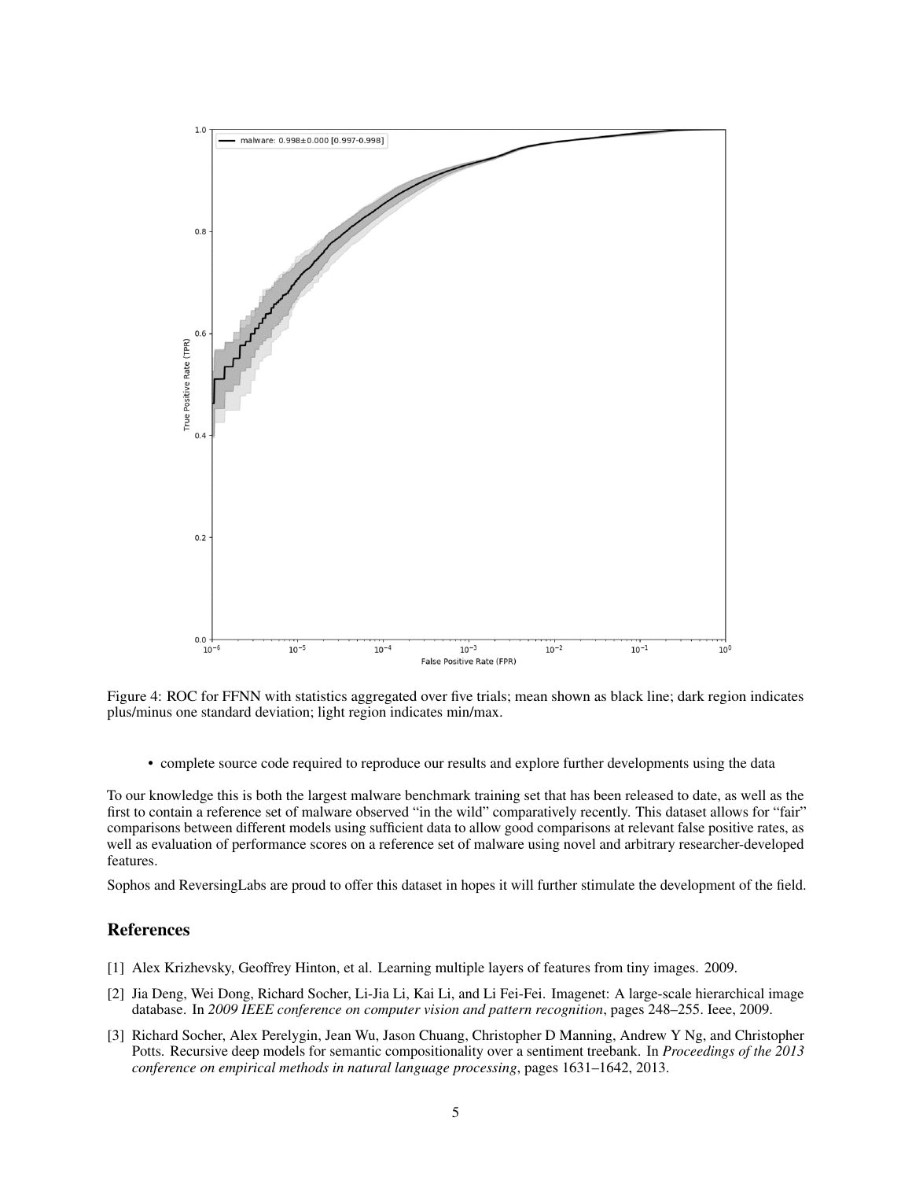Figure 4: ROC for FFNN with statistics aggregated over five trials; mean shown as black line; dark region indicates plus/minus one standard deviation; light region indicates min/max.

- complete source code required to reproduce our results and explore further developments using the data

To our knowledge this is both the largest malware benchmark training set that has been released to date, as well as the first to contain a reference set of malware observed "in the wild" comparatively recently. This dataset allows for "fair" comparisons between different models using sufficient data to allow good comparisons at relevant false positive rates, as well as evaluation of performance scores on a reference set of malware using novel and arbitrary researcher-developed features.

Sophos and ReversingLabs are proud to offer this dataset in hopes it will further stimulate the development of the field.

## References

[1] Alex Krizhevsky, Geoffrey Hinton, et al. Learning multiple layers of features from tiny images. 2009.

[2] Jia Deng, Wei Dong, Richard Socher, Li-Jia Li, Kai Li, and Li Fei-Fei. Imagenet: A large-scale hierarchical image database. In *2009 IEEE conference on computer vision and pattern recognition*, pages 248–255. Ieee, 2009.

[3] Richard Socher, Alex Perelygin, Jean Wu, Jason Chuang, Christopher D Manning, Andrew Y Ng, and Christopher Potts. Recursive deep models for semantic compositionality over a sentiment treebank. In *Proceedings of the 2013 conference on empirical methods in natural language processing*, pages 1631–1642, 2013.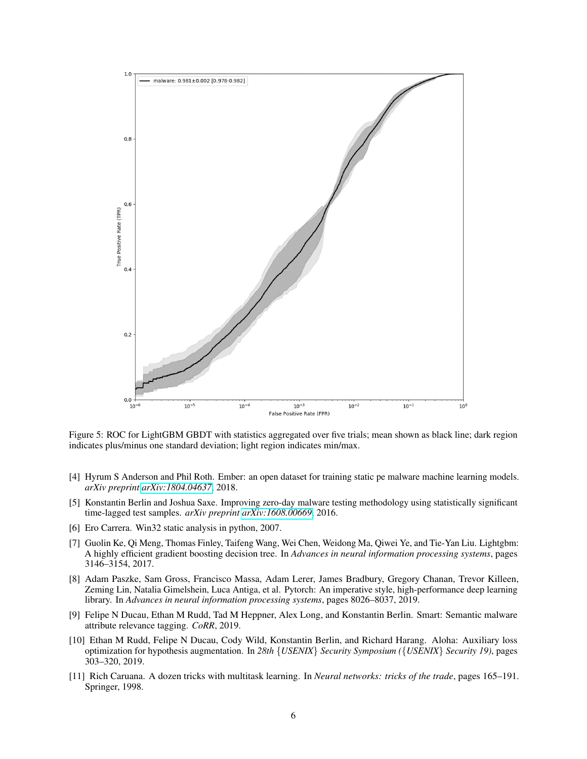Figure 5: ROC for LightGBM GBDT with statistics aggregated over five trials; mean shown as black line; dark region indicates plus/minus one standard deviation; light region indicates min/max.

[4] Hyrum S Anderson and Phil Roth. Ember: an open dataset for training static pe malware machine learning models. *arXiv preprint arXiv:1804.04637*, 2018.

[5] Konstantin Berlin and Joshua Saxe. Improving zero-day malware testing methodology using statistically significant time-lagged test samples. *arXiv preprint arXiv:1608.00669*, 2016.

[6] Ero Carrera. Win32 static analysis in python, 2007.

[7] Guolin Ke, Qi Meng, Thomas Finley, Taifeng Wang, Wei Chen, Weidong Ma, Qiwei Ye, and Tie-Yan Liu. Lightgbm: A highly efficient gradient boosting decision tree. In *Advances in neural information processing systems*, pages 3146–3154, 2017.

[8] Adam Paszke, Sam Gross, Francisco Massa, Adam Lerer, James Bradbury, Gregory Chanan, Trevor Killeen, Zeming Lin, Natalia Gimelshein, Luca Antiga, et al. Pytorch: An imperative style, high-performance deep learning library. In *Advances in neural information processing systems*, pages 8026–8037, 2019.

[9] Felipe N Ducau, Ethan M Rudd, Tad M Heppner, Alex Long, and Konstantin Berlin. Smart: Semantic malware attribute relevance tagging. *CoRR*, 2019.

[10] Ethan M Rudd, Felipe N Ducau, Cody Wild, Konstantin Berlin, and Richard Harang. Aloha: Auxiliary loss optimization for hypothesis augmentation. In *28th {USENIX} Security Symposium ({USENIX} Security 19)*, pages 303–320, 2019.

[11] Rich Caruana. A dozen tricks with multitask learning. In *Neural networks: tricks of the trade*, pages 165–191. Springer, 1998.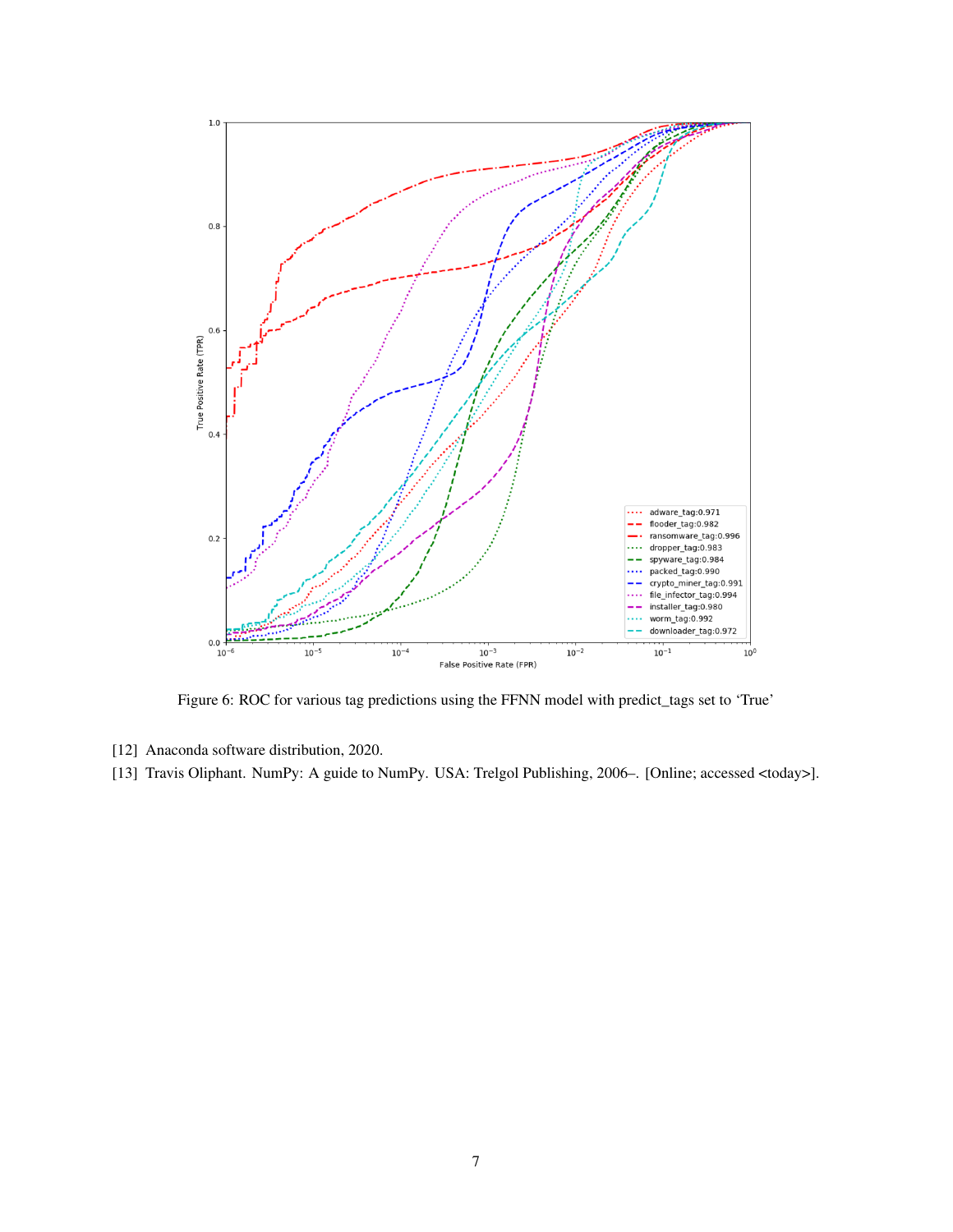True Positive Rate (TPR)

False Positive Rate (FPR)

1.0
0.8
0.6
0.4
0.2
0.0

$10^{-6}$ $10^{-5}$ $10^{-4}$ $10^{-3}$ $10^{-2}$ $10^{-1}$ $10^{0}$

adware_tag:0.971
flooder_tag:0.982
ransomware_tag:0.996
dropper_tag:0.983
spyware_tag:0.984
packed_tag:0.990
crypto_miner_tag:0.991
file_infector_tag:0.994
installer_tag:0.980
worm_tag:0.992
downloader_tag:0.972

Figure 6: ROC for various tag predictions using the FFNN model with predict_tags set to 'True'

[12] Anaconda software distribution, 2020.

[13] Travis Oliphant. NumPy: A guide to NumPy. USA: Trelgol Publishing, 2006–. [Online; accessed <today>].